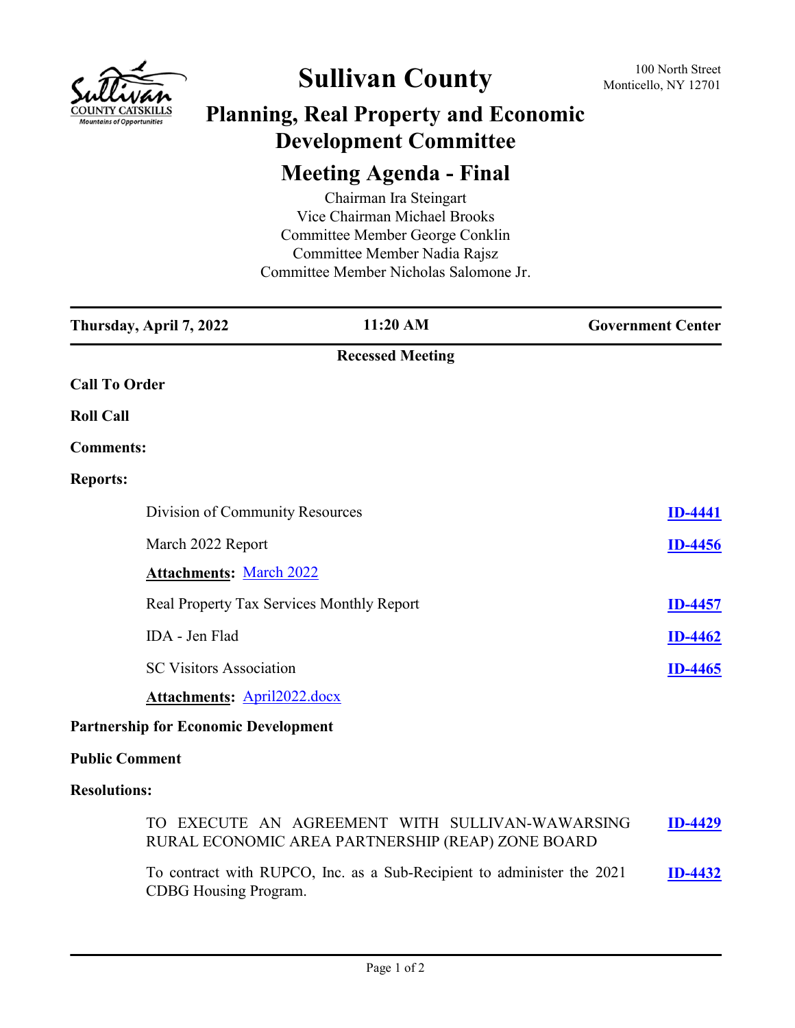# Sullivan County

100 North Street
Monticello, NY 12701

## Planning, Real Property and Economic Development Committee

## Meeting Agenda - Final

Chairman Ira Steingart
Vice Chairman Michael Brooks
Committee Member George Conklin
Committee Member Nadia Rajsz
Committee Member Nicholas Salomone Jr.

**Thursday, April 7, 2022** | **11:20 AM** | **Government Center**

**Recessed Meeting**

**Call To Order**

**Roll Call**

**Comments:**

**Reports:**

Division of Community Resources — **ID-4441**

March 2022 Report — **ID-4456**

**Attachments:** March 2022

Real Property Tax Services Monthly Report — **ID-4457**

IDA - Jen Flad — **ID-4462**

SC Visitors Association — **ID-4465**

**Attachments:** April2022.docx

**Partnership for Economic Development**

**Public Comment**

**Resolutions:**

TO EXECUTE AN AGREEMENT WITH SULLIVAN-WAWARSING RURAL ECONOMIC AREA PARTNERSHIP (REAP) ZONE BOARD — **ID-4429**

To contract with RUPCO, Inc. as a Sub-Recipient to administer the 2021 CDBG Housing Program. — **ID-4432**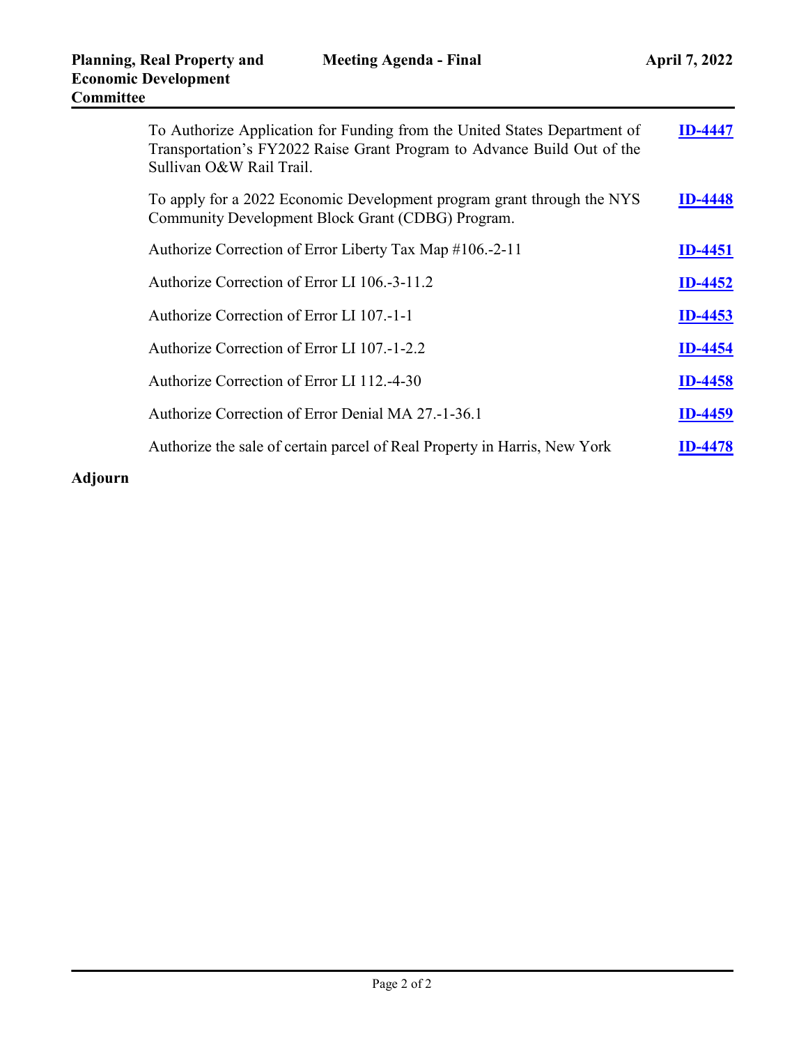| | |
|---|---|
| To Authorize Application for Funding from the United States Department of Transportation's FY2022 Raise Grant Program to Advance Build Out of the Sullivan O&W Rail Trail. | **ID-4447** |
| To apply for a 2022 Economic Development program grant through the NYS Community Development Block Grant (CDBG) Program. | **ID-4448** |
| Authorize Correction of Error Liberty Tax Map #106.-2-11 | **ID-4451** |
| Authorize Correction of Error LI 106.-3-11.2 | **ID-4452** |
| Authorize Correction of Error LI 107.-1-1 | **ID-4453** |
| Authorize Correction of Error LI 107.-1-2.2 | **ID-4454** |
| Authorize Correction of Error LI 112.-4-30 | **ID-4458** |
| Authorize Correction of Error Denial MA 27.-1-36.1 | **ID-4459** |
| Authorize the sale of certain parcel of Real Property in Harris, New York | **ID-4478** |

**Adjourn**